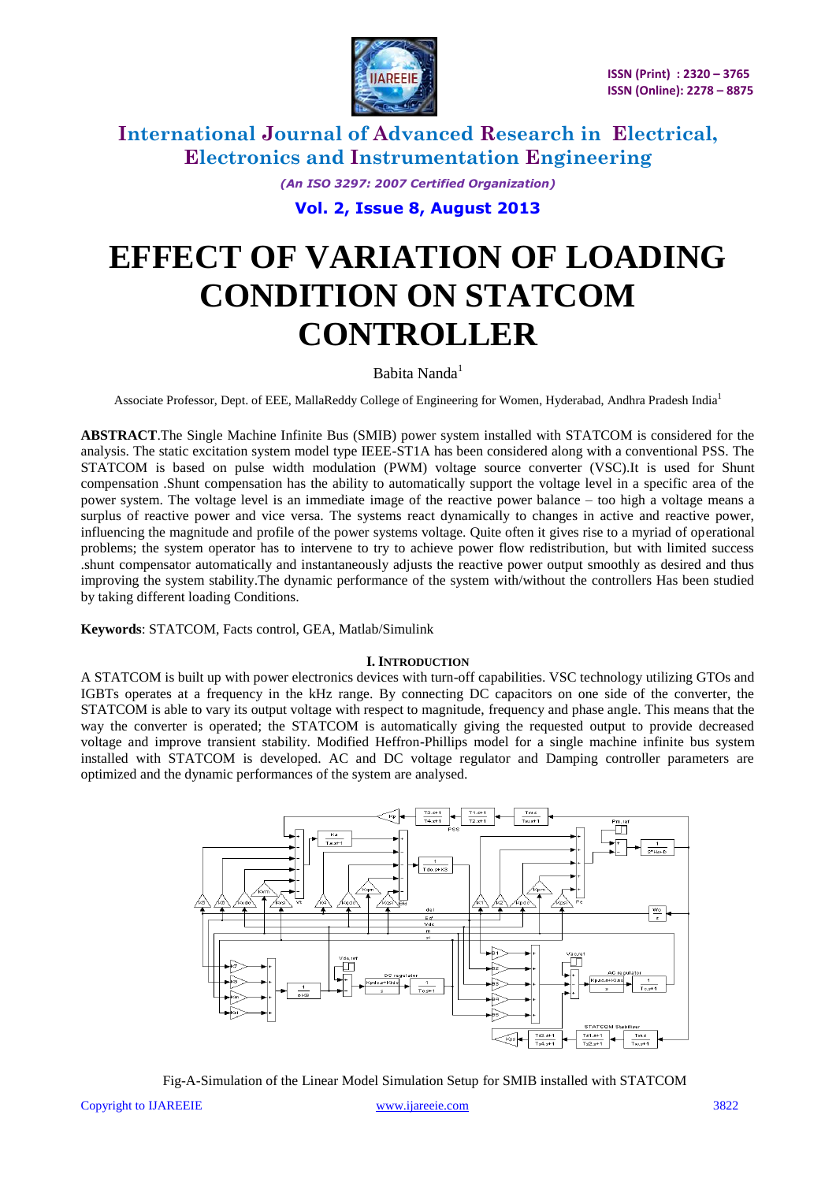# EFFECT OF VARIATION OF LOADING CONDITION ON STATCOM CONTROLLER

Babita Nanda[1]

Associate Professor, Dept. of EEE, MallaReddy College of Engineering for Women, Hyderabad, Andhra Pradesh India[1]

**ABSTRACT**.The Single Machine Infinite Bus (SMIB) power system installed with STATCOM is considered for the analysis. The static excitation system model type IEEE-ST1A has been considered along with a conventional PSS. The STATCOM is based on pulse width modulation (PWM) voltage source converter (VSC).It is used for Shunt compensation .Shunt compensation has the ability to automatically support the voltage level in a specific area of the power system. The voltage level is an immediate image of the reactive power balance – too high a voltage means a surplus of reactive power and vice versa. The systems react dynamically to changes in active and reactive power, influencing the magnitude and profile of the power systems voltage. Quite often it gives rise to a myriad of operational problems; the system operator has to intervene to try to achieve power flow redistribution, but with limited success .shunt compensator automatically and instantaneously adjusts the reactive power output smoothly as desired and thus improving the system stability.The dynamic performance of the system with/without the controllers Has been studied by taking different loading Conditions.

**Keywords**: STATCOM, Facts control, GEA, Matlab/Simulink

## I. INTRODUCTION

A STATCOM is built up with power electronics devices with turn-off capabilities. VSC technology utilizing GTOs and IGBTs operates at a frequency in the kHz range. By connecting DC capacitors on one side of the converter, the STATCOM is able to vary its output voltage with respect to magnitude, frequency and phase angle. This means that the way the converter is operated; the STATCOM is automatically giving the requested output to provide decreased voltage and improve transient stability. Modified Heffron-Phillips model for a single machine infinite bus system installed with STATCOM is developed. AC and DC voltage regulator and Damping controller parameters are optimized and the dynamic performances of the system are analysed.

Fig-A-Simulation of the Linear Model Simulation Setup for SMIB installed with STATCOM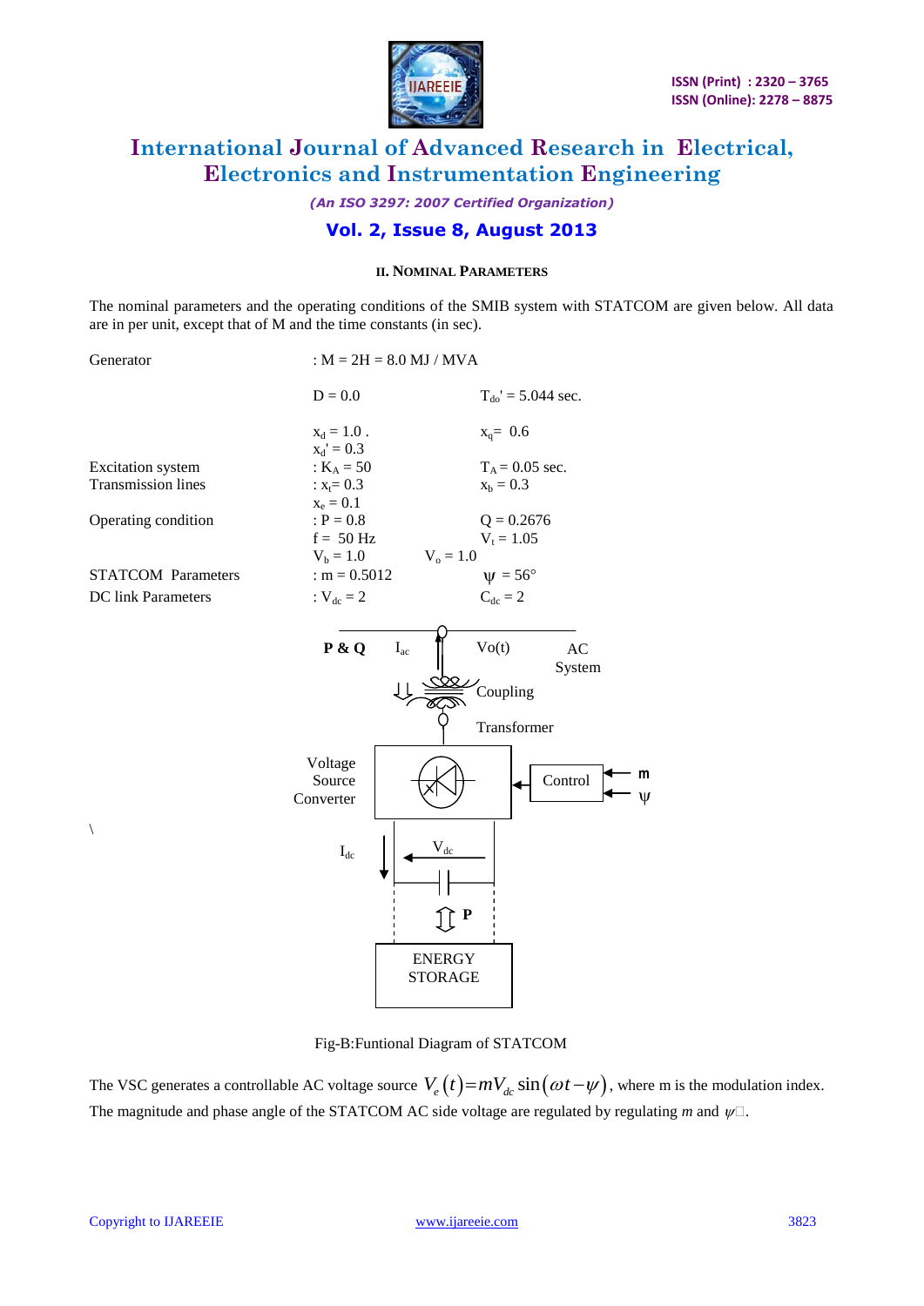## II. NOMINAL PARAMETERS

The nominal parameters and the operating conditions of the SMIB system with STATCOM are given below. All data are in per unit, except that of M and the time constants (in sec).

| | | |
|---|---|---|
| Generator | : M = 2H = 8.0 MJ / MVA | |
| | D = 0.0 | $T_{do}' = 5.044$ sec. |
| | $x_d = 1.0$ . | $x_q = 0.6$ |
| | $x_d' = 0.3$ | |
| Excitation system | : $K_A = 50$ | $T_A = 0.05$ sec. |
| Transmission lines | : $x_t = 0.3$ | $x_b = 0.3$ |
| | $x_e = 0.1$ | |
| Operating condition | : P = 0.8 | Q = 0.2676 |
| | f = 50 Hz | $V_t = 1.05$ |
| | $V_b = 1.0$ $\quad V_o = 1.0$ | |
| STATCOM Parameters | : m = 0.5012 | $\psi = 56°$ |
| DC link Parameters | : $V_{dc} = 2$ | $C_{dc} = 2$ |

Fig-B:Funtional Diagram of STATCOM

The VSC generates a controllable AC voltage source $V_e(t) = mV_{dc}\sin(\omega t - \psi)$, where m is the modulation index. The magnitude and phase angle of the STATCOM AC side voltage are regulated by regulating *m* and $\psi$.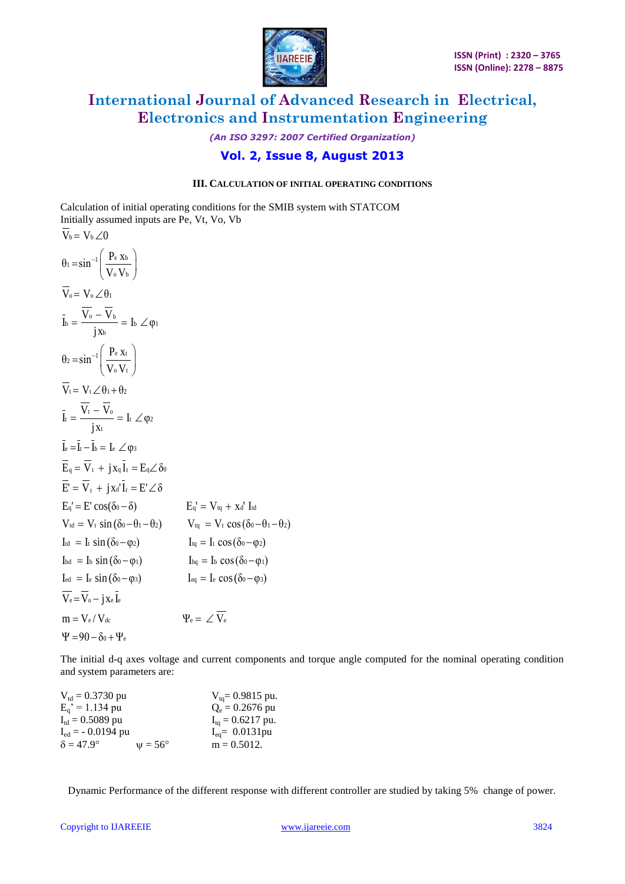### III. CALCULATION OF INITIAL OPERATING CONDITIONS

Calculation of initial operating conditions for the SMIB system with STATCOM
Initially assumed inputs are Pe, Vt, Vo, Vb

$$\overline{V}_b = V_b \angle 0$$

$$\theta_1 = \sin^{-1}\left(\frac{P_e x_b}{V_o V_b}\right)$$

$$\overline{V}_o = V_o \angle \theta_1$$

$$\bar{I}_b = \frac{\overline{V}_o - \overline{V}_b}{j x_b} = I_b \angle \varphi_1$$

$$\theta_2 = \sin^{-1}\left(\frac{P_e x_t}{V_o V_t}\right)$$

$$\overline{V}_t = V_t \angle \theta_1 + \theta_2$$

$$\bar{I}_t = \frac{\overline{V}_t - \overline{V}_o}{j x_t} = I_t \angle \varphi_2$$

$$\bar{I}_e = \bar{I}_t - \bar{I}_b = I_e \angle \varphi_3$$

$$\overline{E}_q = \overline{V}_t + j x_q \bar{I}_t = E_q \angle \delta_0$$

$$\overline{E}' = \overline{V}_t + j x_d' \bar{I}_t = E' \angle \delta$$

$$E_q' = E' \cos(\delta_0 - \delta) \qquad E_q' = V_{tq} + x_d' I_{td}$$

$$V_{td} = V_t \sin(\delta_0 - \theta_1 - \theta_2) \qquad V_{tq} = V_t \cos(\delta_0 - \theta_1 - \theta_2)$$

$$I_{td} = I_t \sin(\delta_0 - \varphi_2) \qquad I_{tq} = I_t \cos(\delta_0 - \varphi_2)$$

$$I_{bd} = I_b \sin(\delta_0 - \varphi_1) \qquad I_{bq} = I_b \cos(\delta_0 - \varphi_1)$$

$$I_{ed} = I_e \sin(\delta_0 - \varphi_3) \qquad I_{eq} = I_e \cos(\delta_0 - \varphi_3)$$

$$\overline{V}_e = \overline{V}_o - j x_e \bar{I}_e$$

$$m = V_e / V_{dc} \qquad \Psi_e = \angle \overline{V}_e$$

$$\Psi = 90 - \delta_0 + \Psi_e$$

The initial d-q axes voltage and current components and torque angle computed for the nominal operating condition and system parameters are:

| | | |
|---|---|---|
| $V_{td} = 0.3730$ pu | | $V_{tq} = 0.9815$ pu. |
| $E_q' = 1.134$ pu | | $Q_e = 0.2676$ pu |
| $I_{td} = 0.5089$ pu | | $I_{tq} = 0.6217$ pu. |
| $I_{ed} = -0.0194$ pu | | $I_{eq} = 0.0131$pu |
| $\delta = 47.9°$ | $\psi = 56°$ | $m = 0.5012$. |

Dynamic Performance of the different response with different controller are studied by taking 5% change of power.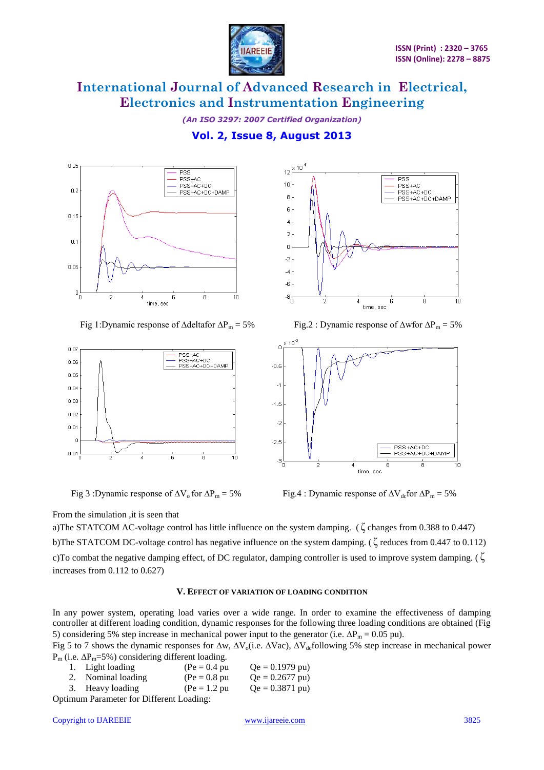Fig 1:Dynamic response of Δdeltafor $\Delta P_m = 5\%$

Fig.2 : Dynamic response of Δwfor $\Delta P_m = 5\%$

Fig 3 :Dynamic response of $\Delta V_o$ for $\Delta P_m = 5\%$

Fig.4 : Dynamic response of $\Delta V_{dc}$for $\Delta P_m = 5\%$

From the simulation ,it is seen that

a)The STATCOM AC-voltage control has little influence on the system damping. ( ζ changes from 0.388 to 0.447)

b)The STATCOM DC-voltage control has negative influence on the system damping. ( ζ reduces from 0.447 to 0.112)

c)To combat the negative damping effect, of DC regulator, damping controller is used to improve system damping. ( ζ increases from 0.112 to 0.627)

### V. EFFECT OF VARIATION OF LOADING CONDITION

In any power system, operating load varies over a wide range. In order to examine the effectiveness of damping controller at different loading condition, dynamic responses for the following three loading conditions are obtained (Fig 5) considering 5% step increase in mechanical power input to the generator (i.e. $\Delta P_m = 0.05$ pu).

Fig 5 to 7 shows the dynamic responses for Δw, $\Delta V_o$(i.e. ΔVac), $\Delta V_{dc}$following 5% step increase in mechanical power $P_m$ (i.e. $\Delta P_m$=5%) considering different loading.

1. Light loading (Pe = 0.4 pu Qe = 0.1979 pu)
2. Nominal loading (Pe = 0.8 pu Qe = 0.2677 pu)
3. Heavy loading (Pe = 1.2 pu Qe = 0.3871 pu)

Optimum Parameter for Different Loading: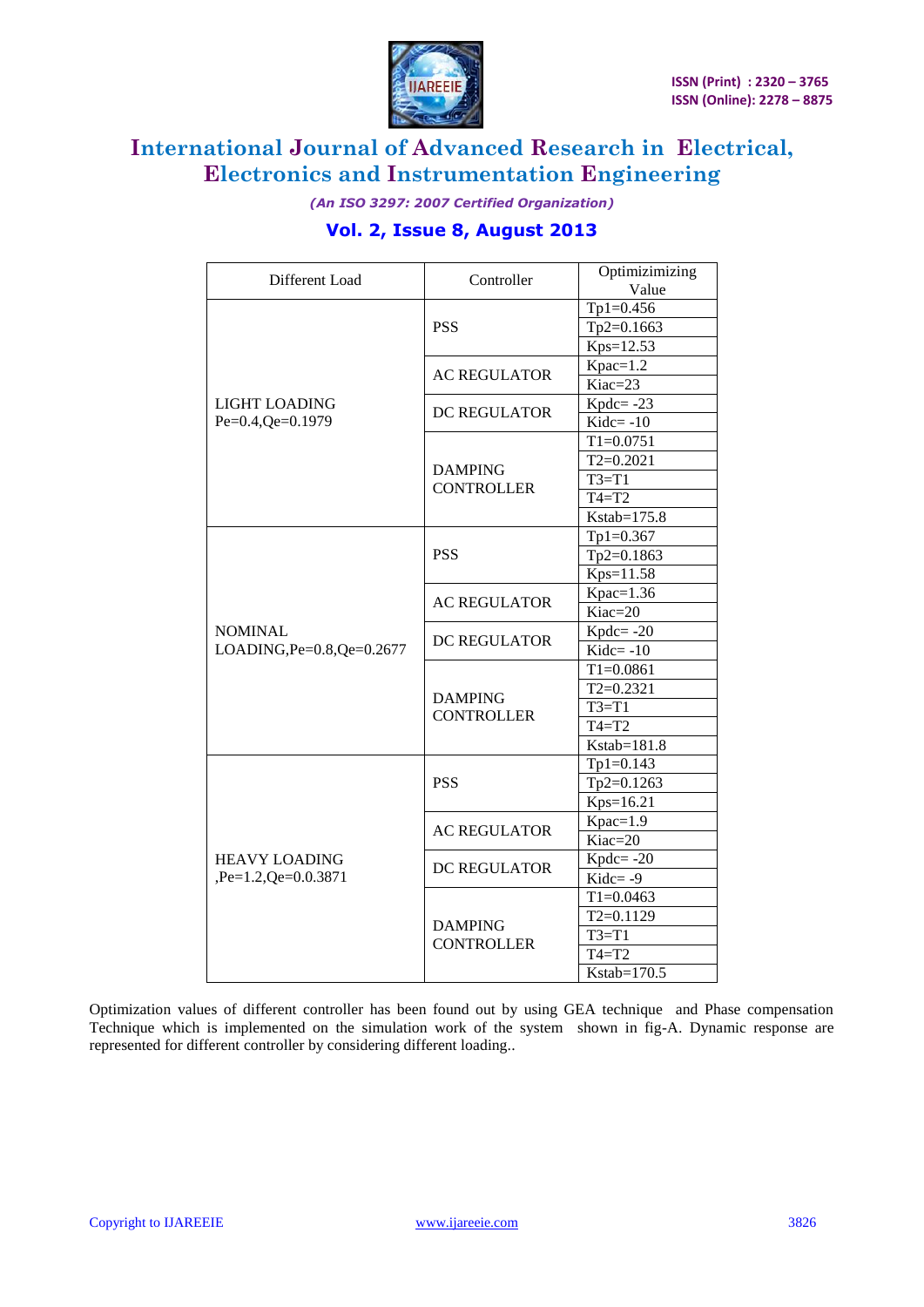| Different Load | Controller | Optimizimizing Value |
|---|---|---|
| LIGHT LOADING Pe=0.4,Qe=0.1979 | PSS | Tp1=0.456 |
| | | Tp2=0.1663 |
| | | Kps=12.53 |
| | AC REGULATOR | Kpac=1.2 |
| | | Kiac=23 |
| | DC REGULATOR | Kpdc= -23 |
| | | Kidc= -10 |
| | DAMPING CONTROLLER | T1=0.0751 |
| | | T2=0.2021 |
| | | T3=T1 |
| | | T4=T2 |
| | | Kstab=175.8 |
| NOMINAL LOADING,Pe=0.8,Qe=0.2677 | PSS | Tp1=0.367 |
| | | Tp2=0.1863 |
| | | Kps=11.58 |
| | AC REGULATOR | Kpac=1.36 |
| | | Kiac=20 |
| | DC REGULATOR | Kpdc= -20 |
| | | Kidc= -10 |
| | DAMPING CONTROLLER | T1=0.0861 |
| | | T2=0.2321 |
| | | T3=T1 |
| | | T4=T2 |
| | | Kstab=181.8 |
| HEAVY LOADING ,Pe=1.2,Qe=0.0.3871 | PSS | Tp1=0.143 |
| | | Tp2=0.1263 |
| | | Kps=16.21 |
| | AC REGULATOR | Kpac=1.9 |
| | | Kiac=20 |
| | DC REGULATOR | Kpdc= -20 |
| | | Kidc= -9 |
| | DAMPING CONTROLLER | T1=0.0463 |
| | | T2=0.1129 |
| | | T3=T1 |
| | | T4=T2 |
| | | Kstab=170.5 |

Optimization values of different controller has been found out by using GEA technique and Phase compensation Technique which is implemented on the simulation work of the system shown in fig-A. Dynamic response are represented for different controller by considering different loading..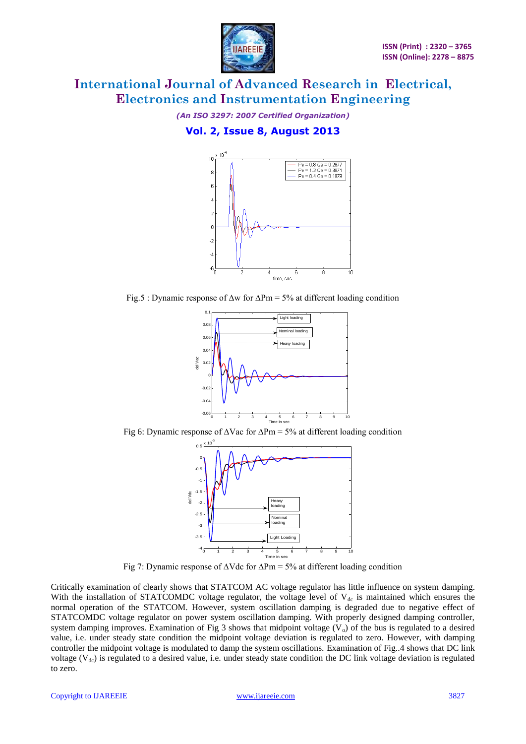Fig.5 : Dynamic response of $\Delta w$ for $\Delta Pm = 5\%$ at different loading condition

Fig 6: Dynamic response of $\Delta Vac$ for $\Delta Pm = 5\%$ at different loading condition

Fig 7: Dynamic response of $\Delta Vdc$ for $\Delta Pm = 5\%$ at different loading condition

Critically examination of clearly shows that STATCOM AC voltage regulator has little influence on system damping. With the installation of STATCOMDC voltage regulator, the voltage level of $V_{dc}$ is maintained which ensures the normal operation of the STATCOM. However, system oscillation damping is degraded due to negative effect of STATCOMDC voltage regulator on power system oscillation damping. With properly designed damping controller, system damping improves. Examination of Fig 3 shows that midpoint voltage ($V_o$) of the bus is regulated to a desired value, i.e. under steady state condition the midpoint voltage deviation is regulated to zero. However, with damping controller the midpoint voltage is modulated to damp the system oscillations. Examination of Fig..4 shows that DC link voltage ($V_{dc}$) is regulated to a desired value, i.e. under steady state condition the DC link voltage deviation is regulated to zero.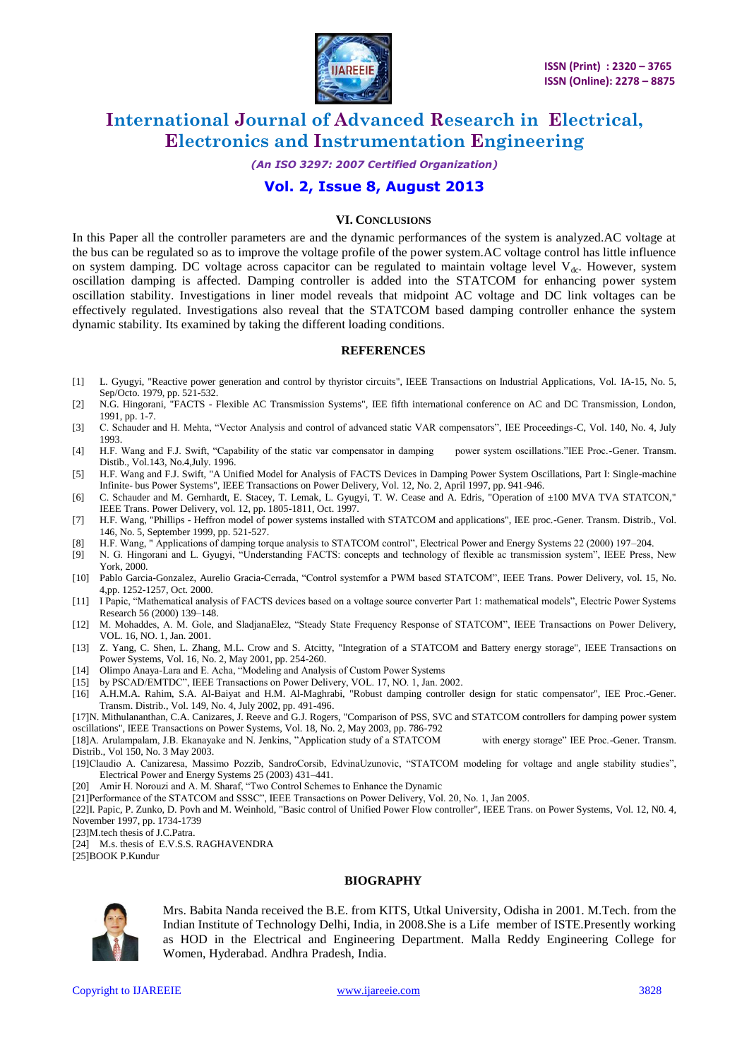## VI. CONCLUSIONS

In this Paper all the controller parameters are and the dynamic performances of the system is analyzed.AC voltage at the bus can be regulated so as to improve the voltage profile of the power system.AC voltage control has little influence on system damping. DC voltage across capacitor can be regulated to maintain voltage level $V_{dc}$. However, system oscillation damping is affected. Damping controller is added into the STATCOM for enhancing power system oscillation stability. Investigations in liner model reveals that midpoint AC voltage and DC link voltages can be effectively regulated. Investigations also reveal that the STATCOM based damping controller enhance the system dynamic stability. Its examined by taking the different loading conditions.

## REFERENCES

[1] L. Gyugyi, "Reactive power generation and control by thyristor circuits", IEEE Transactions on Industrial Applications, Vol. IA-15, No. 5, Sep/Octo. 1979, pp. 521-532.

[2] N.G. Hingorani, "FACTS - Flexible AC Transmission Systems", IEE fifth international conference on AC and DC Transmission, London, 1991, pp. 1-7.

[3] C. Schauder and H. Mehta, "Vector Analysis and control of advanced static VAR compensators", IEE Proceedings-C, Vol. 140, No. 4, July 1993.

[4] H.F. Wang and F.J. Swift, "Capability of the static var compensator in damping power system oscillations."IEE Proc.-Gener. Transm. Distib., Vol.143, No.4,July. 1996.

[5] H.F. Wang and F.J. Swift, "A Unified Model for Analysis of FACTS Devices in Damping Power System Oscillations, Part I: Single-machine Infinite- bus Power Systems", IEEE Transactions on Power Delivery, Vol. 12, No. 2, April 1997, pp. 941-946.

[6] C. Schauder and M. Gernhardt, E. Stacey, T. Lemak, L. Gyugyi, T. W. Cease and A. Edris, "Operation of ±100 MVA TVA STATCON," IEEE Trans. Power Delivery, vol. 12, pp. 1805-1811, Oct. 1997.

[7] H.F. Wang, "Phillips - Heffron model of power systems installed with STATCOM and applications", IEE proc.-Gener. Transm. Distrib., Vol. 146, No. 5, September 1999, pp. 521-527.

[8] H.F. Wang, " Applications of damping torque analysis to STATCOM control", Electrical Power and Energy Systems 22 (2000) 197–204.

[9] N. G. Hingorani and L. Gyugyi, "Understanding FACTS: concepts and technology of flexible ac transmission system", IEEE Press, New York, 2000.

[10] Pablo Garcia-Gonzalez, Aurelio Gracia-Cerrada, "Control systemfor a PWM based STATCOM", IEEE Trans. Power Delivery, vol. 15, No. 4,pp. 1252-1257, Oct. 2000.

[11] I Papic, "Mathematical analysis of FACTS devices based on a voltage source converter Part 1: mathematical models", Electric Power Systems Research 56 (2000) 139–148.

[12] M. Mohaddes, A. M. Gole, and SladjanaElez, "Steady State Frequency Response of STATCOM", IEEE Transactions on Power Delivery, VOL. 16, NO. 1, Jan. 2001.

[13] Z. Yang, C. Shen, L. Zhang, M.L. Crow and S. Atcitty, "Integration of a STATCOM and Battery energy storage", IEEE Transactions on Power Systems, Vol. 16, No. 2, May 2001, pp. 254-260.

[14] Olimpo Anaya-Lara and E. Acha, "Modeling and Analysis of Custom Power Systems

[15] by PSCAD/EMTDC", IEEE Transactions on Power Delivery, VOL. 17, NO. 1, Jan. 2002.

[16] A.H.M.A. Rahim, S.A. Al-Baiyat and H.M. Al-Maghrabi, "Robust damping controller design for static compensator", IEE Proc.-Gener. Transm. Distrib., Vol. 149, No. 4, July 2002, pp. 491-496.

[17]N. Mithulananthan, C.A. Canizares, J. Reeve and G.J. Rogers, "Comparison of PSS, SVC and STATCOM controllers for damping power system oscillations", IEEE Transactions on Power Systems, Vol. 18, No. 2, May 2003, pp. 786-792

[18]A. Arulampalam, J.B. Ekanayake and N. Jenkins, "Application study of a STATCOM with energy storage" IEE Proc.-Gener. Transm. Distrib., Vol 150, No. 3 May 2003.

[19]Claudio A. Canizaresa, Massimo Pozzib, SandroCorsib, EdvinaUzunovic, "STATCOM modeling for voltage and angle stability studies", Electrical Power and Energy Systems 25 (2003) 431–441.

[20] Amir H. Norouzi and A. M. Sharaf, "Two Control Schemes to Enhance the Dynamic

[21]Performance of the STATCOM and SSSC", IEEE Transactions on Power Delivery, Vol. 20, No. 1, Jan 2005.

[22]I. Papic, P. Zunko, D. Povh and M. Weinhold, "Basic control of Unified Power Flow controller", IEEE Trans. on Power Systems, Vol. 12, N0. 4, November 1997, pp. 1734-1739

[23]M.tech thesis of J.C.Patra.

[24] M.s. thesis of E.V.S.S. RAGHAVENDRA

[25]BOOK P.Kundur

## BIOGRAPHY

Mrs. Babita Nanda received the B.E. from KITS, Utkal University, Odisha in 2001. M.Tech. from the Indian Institute of Technology Delhi, India, in 2008.She is a Life member of ISTE.Presently working as HOD in the Electrical and Engineering Department. Malla Reddy Engineering College for Women, Hyderabad. Andhra Pradesh, India.